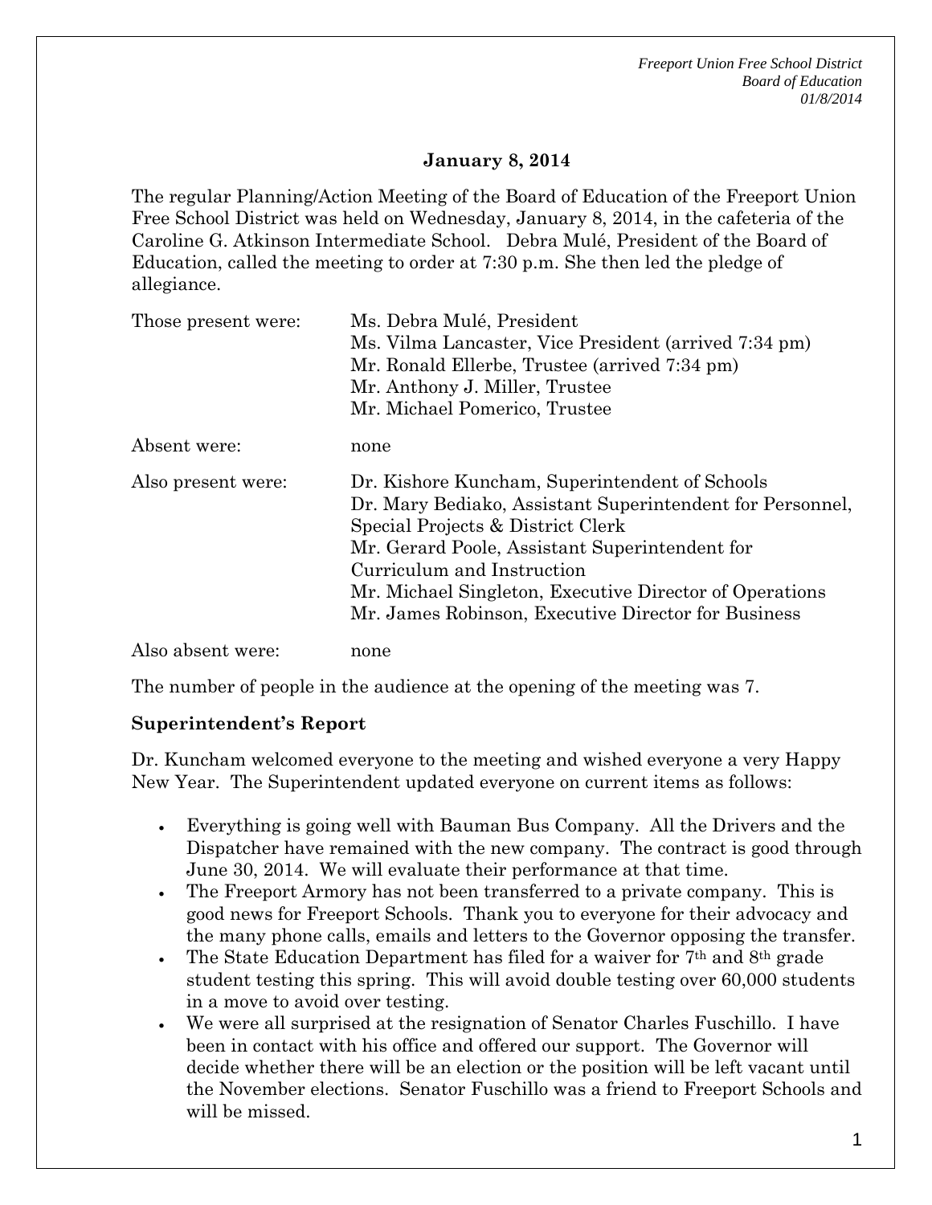## January 8, 2014

The regular Planning/Action Meeting of the Board of Education of the Freeport Union Free School District was held on Wednesday, January 8, 2014, in the cafeteria of the Caroline G. Atkinson Intermediate School. Debra Mulé, President of the Board of Education, called the meeting to order at 7:30 p.m. She then led the pledge of allegiance.

Those present were:
- Ms. Debra Mulé, President
- Ms. Vilma Lancaster, Vice President (arrived 7:34 pm)
- Mr. Ronald Ellerbe, Trustee (arrived 7:34 pm)
- Mr. Anthony J. Miller, Trustee
- Mr. Michael Pomerico, Trustee

Absent were: none

Also present were:
- Dr. Kishore Kuncham, Superintendent of Schools
- Dr. Mary Bediako, Assistant Superintendent for Personnel, Special Projects & District Clerk
- Mr. Gerard Poole, Assistant Superintendent for Curriculum and Instruction
- Mr. Michael Singleton, Executive Director of Operations
- Mr. James Robinson, Executive Director for Business

Also absent were: none

The number of people in the audience at the opening of the meeting was 7.

**Superintendent's Report**

Dr. Kuncham welcomed everyone to the meeting and wished everyone a very Happy New Year. The Superintendent updated everyone on current items as follows:

- Everything is going well with Bauman Bus Company. All the Drivers and the Dispatcher have remained with the new company. The contract is good through June 30, 2014. We will evaluate their performance at that time.
- The Freeport Armory has not been transferred to a private company. This is good news for Freeport Schools. Thank you to everyone for their advocacy and the many phone calls, emails and letters to the Governor opposing the transfer.
- The State Education Department has filed for a waiver for 7th and 8th grade student testing this spring. This will avoid double testing over 60,000 students in a move to avoid over testing.
- We were all surprised at the resignation of Senator Charles Fuschillo. I have been in contact with his office and offered our support. The Governor will decide whether there will be an election or the position will be left vacant until the November elections. Senator Fuschillo was a friend to Freeport Schools and will be missed.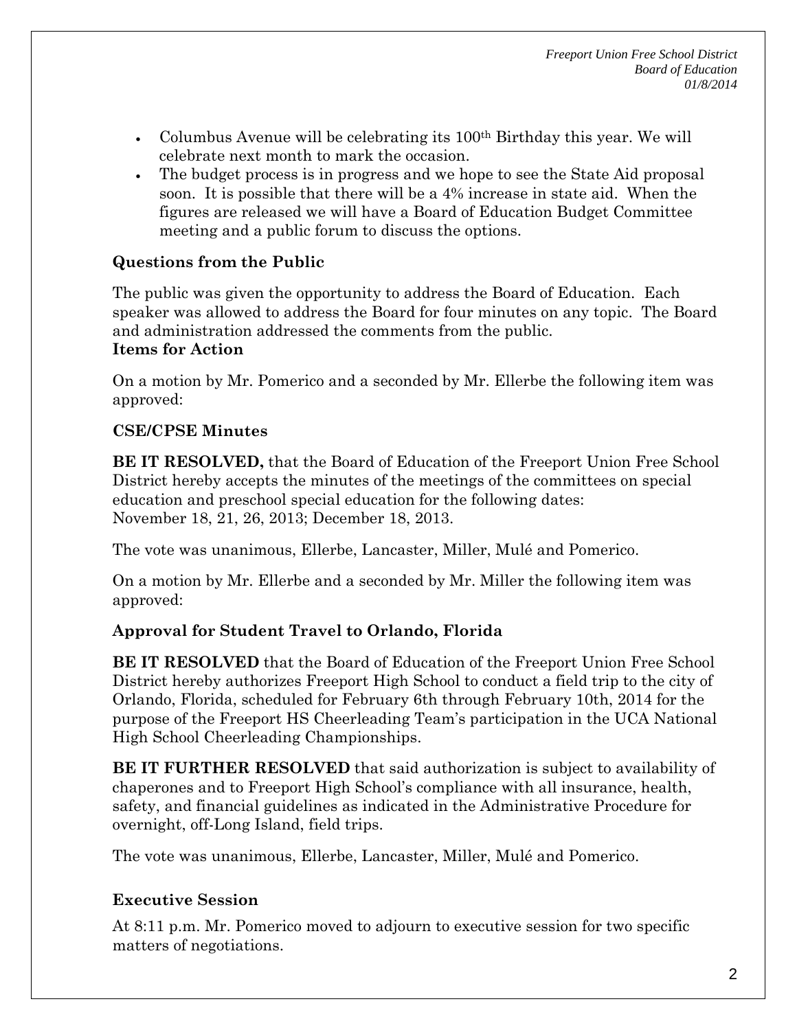- Columbus Avenue will be celebrating its 100th Birthday this year. We will celebrate next month to mark the occasion.
- The budget process is in progress and we hope to see the State Aid proposal soon. It is possible that there will be a 4% increase in state aid. When the figures are released we will have a Board of Education Budget Committee meeting and a public forum to discuss the options.

**Questions from the Public**

The public was given the opportunity to address the Board of Education. Each speaker was allowed to address the Board for four minutes on any topic. The Board and administration addressed the comments from the public.

**Items for Action**

On a motion by Mr. Pomerico and a seconded by Mr. Ellerbe the following item was approved:

**CSE/CPSE Minutes**

**BE IT RESOLVED,** that the Board of Education of the Freeport Union Free School District hereby accepts the minutes of the meetings of the committees on special education and preschool special education for the following dates: November 18, 21, 26, 2013; December 18, 2013.

The vote was unanimous, Ellerbe, Lancaster, Miller, Mulé and Pomerico.

On a motion by Mr. Ellerbe and a seconded by Mr. Miller the following item was approved:

**Approval for Student Travel to Orlando, Florida**

**BE IT RESOLVED** that the Board of Education of the Freeport Union Free School District hereby authorizes Freeport High School to conduct a field trip to the city of Orlando, Florida, scheduled for February 6th through February 10th, 2014 for the purpose of the Freeport HS Cheerleading Team's participation in the UCA National High School Cheerleading Championships.

**BE IT FURTHER RESOLVED** that said authorization is subject to availability of chaperones and to Freeport High School's compliance with all insurance, health, safety, and financial guidelines as indicated in the Administrative Procedure for overnight, off-Long Island, field trips.

The vote was unanimous, Ellerbe, Lancaster, Miller, Mulé and Pomerico.

**Executive Session**

At 8:11 p.m. Mr. Pomerico moved to adjourn to executive session for two specific matters of negotiations.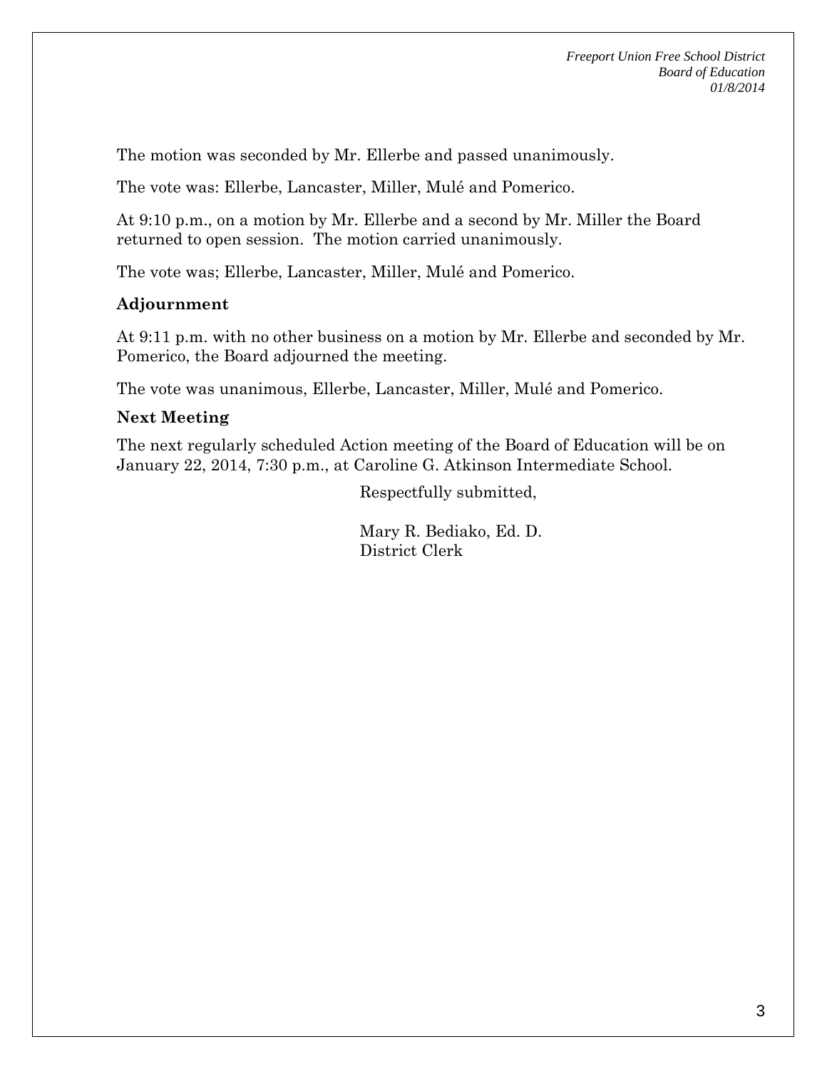The motion was seconded by Mr. Ellerbe and passed unanimously.

The vote was: Ellerbe, Lancaster, Miller, Mulé and Pomerico.

At 9:10 p.m., on a motion by Mr. Ellerbe and a second by Mr. Miller the Board returned to open session. The motion carried unanimously.

The vote was; Ellerbe, Lancaster, Miller, Mulé and Pomerico.

**Adjournment**

At 9:11 p.m. with no other business on a motion by Mr. Ellerbe and seconded by Mr. Pomerico, the Board adjourned the meeting.

The vote was unanimous, Ellerbe, Lancaster, Miller, Mulé and Pomerico.

**Next Meeting**

The next regularly scheduled Action meeting of the Board of Education will be on January 22, 2014, 7:30 p.m., at Caroline G. Atkinson Intermediate School.

Respectfully submitted,

Mary R. Bediako, Ed. D.
District Clerk